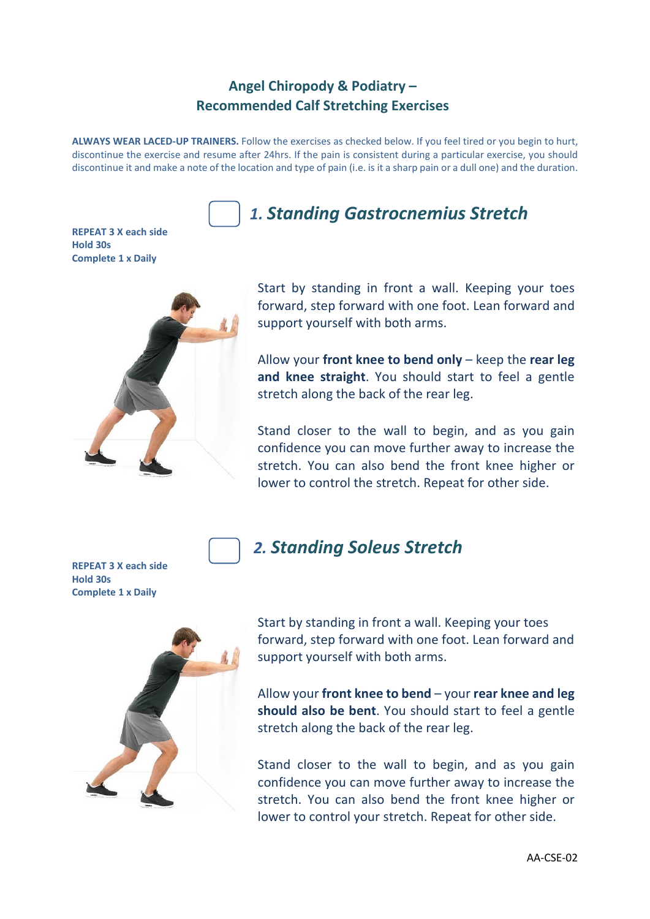## Angel Chiropody & Podiatry –
## Recommended Calf Stretching Exercises

**ALWAYS WEAR LACED-UP TRAINERS.** Follow the exercises as checked below. If you feel tired or you begin to hurt, discontinue the exercise and resume after 24hrs. If the pain is consistent during a particular exercise, you should discontinue it and make a note of the location and type of pain (i.e. is it a sharp pain or a dull one) and the duration.

### ☐ *1. Standing Gastrocnemius Stretch*

**REPEAT 3 X each side**
**Hold 30s**
**Complete 1 x Daily**

Start by standing in front a wall. Keeping your toes forward, step forward with one foot. Lean forward and support yourself with both arms.

Allow your **front knee to bend only** – keep the **rear leg and knee straight**. You should start to feel a gentle stretch along the back of the rear leg.

Stand closer to the wall to begin, and as you gain confidence you can move further away to increase the stretch. You can also bend the front knee higher or lower to control the stretch. Repeat for other side.

### ☐ *2. Standing Soleus Stretch*

**REPEAT 3 X each side**
**Hold 30s**
**Complete 1 x Daily**

Start by standing in front a wall. Keeping your toes forward, step forward with one foot. Lean forward and support yourself with both arms.

Allow your **front knee to bend** – your **rear knee and leg should also be bent**. You should start to feel a gentle stretch along the back of the rear leg.

Stand closer to the wall to begin, and as you gain confidence you can move further away to increase the stretch. You can also bend the front knee higher or lower to control your stretch. Repeat for other side.

AA-CSE-02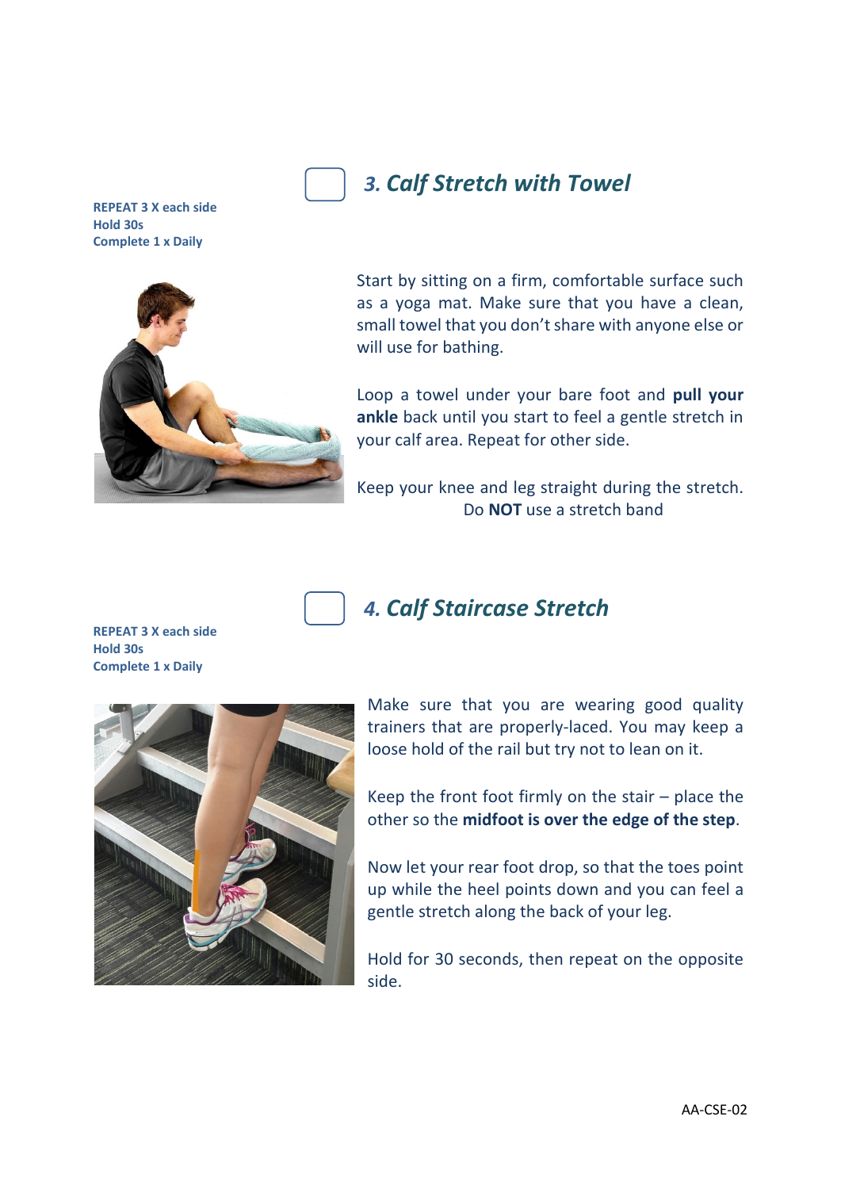### 3. Calf Stretch with Towel

**REPEAT 3 X each side**
**Hold 30s**
**Complete 1 x Daily**

Start by sitting on a firm, comfortable surface such as a yoga mat. Make sure that you have a clean, small towel that you don't share with anyone else or will use for bathing.

Loop a towel under your bare foot and **pull your ankle** back until you start to feel a gentle stretch in your calf area. Repeat for other side.

Keep your knee and leg straight during the stretch.
Do **NOT** use a stretch band

### 4. Calf Staircase Stretch

**REPEAT 3 X each side**
**Hold 30s**
**Complete 1 x Daily**

Make sure that you are wearing good quality trainers that are properly-laced. You may keep a loose hold of the rail but try not to lean on it.

Keep the front foot firmly on the stair – place the other so the **midfoot is over the edge of the step**.

Now let your rear foot drop, so that the toes point up while the heel points down and you can feel a gentle stretch along the back of your leg.

Hold for 30 seconds, then repeat on the opposite side.

AA-CSE-02